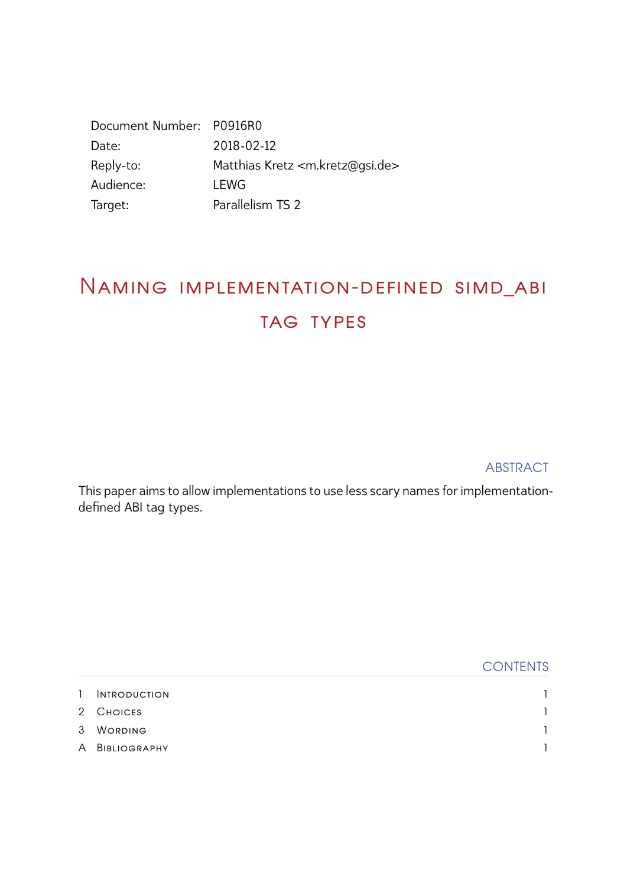| | |
|---|---|
| Document Number: | P0916R0 |
| Date: | 2018-02-12 |
| Reply-to: | Matthias Kretz <m.kretz@gsi.de> |
| Audience: | LEWG |
| Target: | Parallelism TS 2 |

# Naming implementation-defined simd_abi tag types

## Abstract

This paper aims to allow implementations to use less scary names for implementation-defined ABI tag types.

## Contents

| | | |
|---|---|---|
| 1 | Introduction | 1 |
| 2 | Choices | 1 |
| 3 | Wording | 1 |
| A | Bibliography | 1 |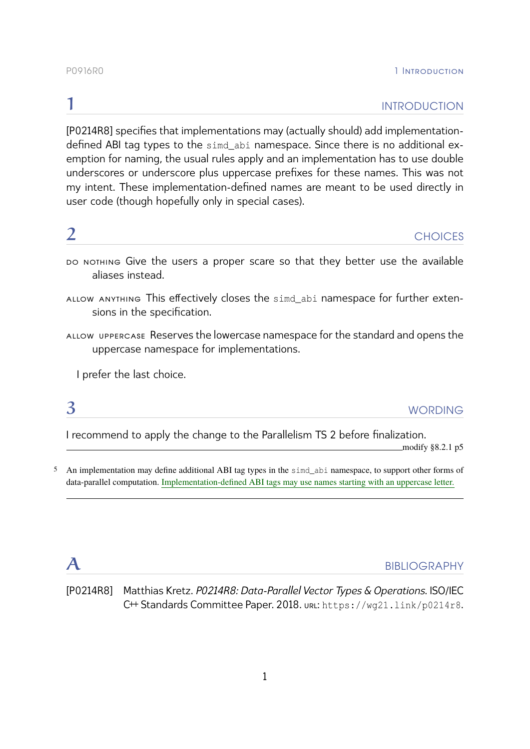# 1 INTRODUCTION

[P0214R8] specifies that implementations may (actually should) add implementation-defined ABI tag types to the `simd_abi` namespace. Since there is no additional exemption for naming, the usual rules apply and an implementation has to use double underscores or underscore plus uppercase prefixes for these names. This was not my intent. These implementation-defined names are meant to be used directly in user code (though hopefully only in special cases).

# 2 CHOICES

DO NOTHING Give the users a proper scare so that they better use the available aliases instead.

ALLOW ANYTHING This effectively closes the `simd_abi` namespace for further extensions in the specification.

ALLOW UPPERCASE Reserves the lowercase namespace for the standard and opens the uppercase namespace for implementations.

I prefer the last choice.

# 3 WORDING

I recommend to apply the change to the Parallelism TS 2 before finalization.

modify §8.2.1 p5

5 An implementation may define additional ABI tag types in the `simd_abi` namespace, to support other forms of data-parallel computation. Implementation-defined ABI tags may use names starting with an uppercase letter.

# A BIBLIOGRAPHY

[P0214R8] Matthias Kretz. *P0214R8: Data-Parallel Vector Types & Operations.* ISO/IEC C++ Standards Committee Paper. 2018. URL: https://wg21.link/p0214r8.